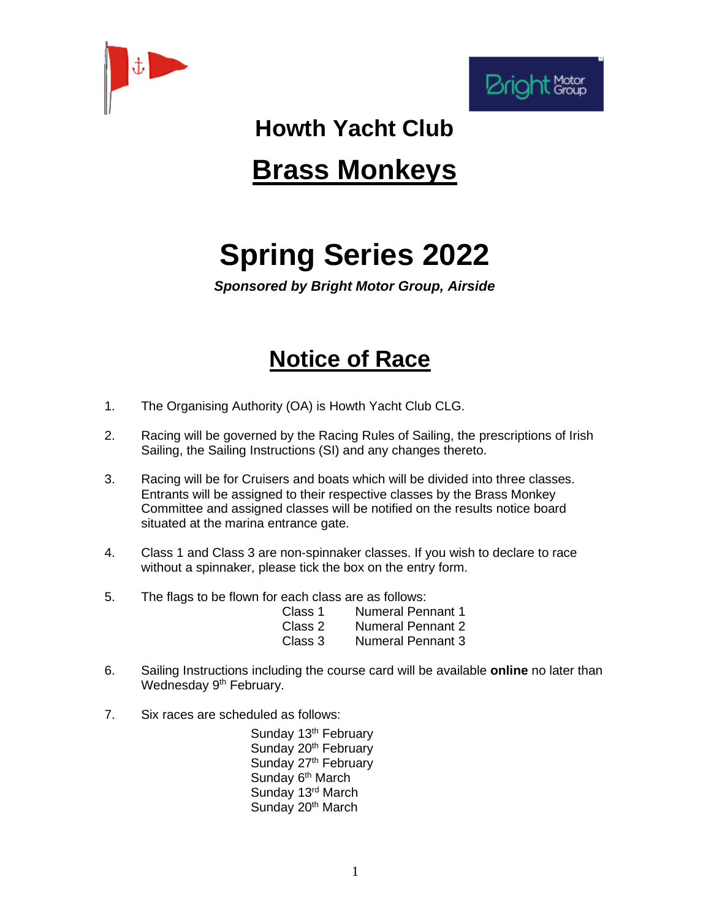# Howth Yacht Club

# Brass Monkeys

# Spring Series 2022

***Sponsored by Bright Motor Group, Airside***

## Notice of Race

1. The Organising Authority (OA) is Howth Yacht Club CLG.

2. Racing will be governed by the Racing Rules of Sailing, the prescriptions of Irish Sailing, the Sailing Instructions (SI) and any changes thereto.

3. Racing will be for Cruisers and boats which will be divided into three classes. Entrants will be assigned to their respective classes by the Brass Monkey Committee and assigned classes will be notified on the results notice board situated at the marina entrance gate.

4. Class 1 and Class 3 are non-spinnaker classes. If you wish to declare to race without a spinnaker, please tick the box on the entry form.

5. The flags to be flown for each class are as follows:

| | |
|---|---|
| Class 1 | Numeral Pennant 1 |
| Class 2 | Numeral Pennant 2 |
| Class 3 | Numeral Pennant 3 |

6. Sailing Instructions including the course card will be available **online** no later than Wednesday 9th February.

7. Six races are scheduled as follows:

   Sunday 13th February
   Sunday 20th February
   Sunday 27th February
   Sunday 6th March
   Sunday 13rd March
   Sunday 20th March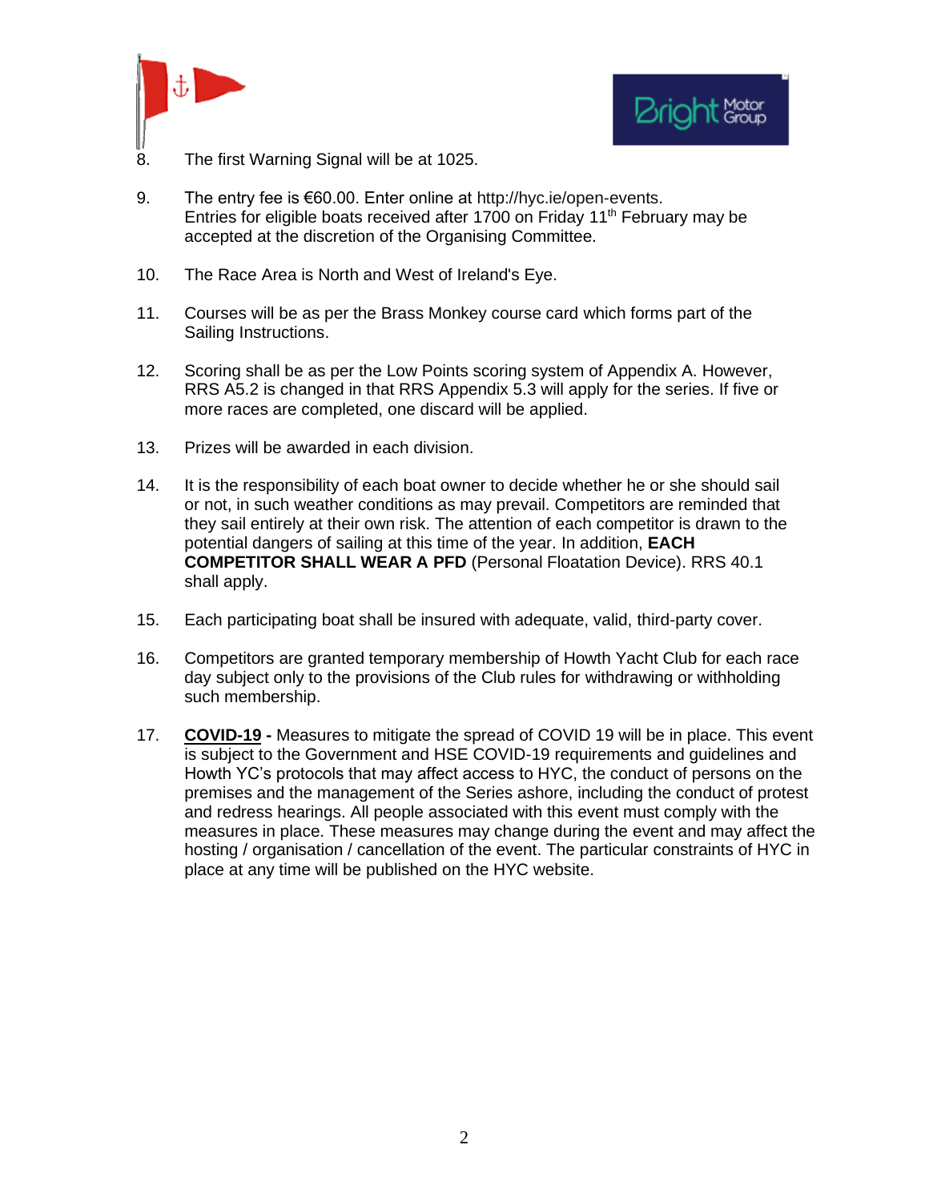8. The first Warning Signal will be at 1025.

9. The entry fee is €60.00. Enter online at http://hyc.ie/open-events.
   Entries for eligible boats received after 1700 on Friday 11th February may be accepted at the discretion of the Organising Committee.

10. The Race Area is North and West of Ireland's Eye.

11. Courses will be as per the Brass Monkey course card which forms part of the Sailing Instructions.

12. Scoring shall be as per the Low Points scoring system of Appendix A. However, RRS A5.2 is changed in that RRS Appendix 5.3 will apply for the series. If five or more races are completed, one discard will be applied.

13. Prizes will be awarded in each division.

14. It is the responsibility of each boat owner to decide whether he or she should sail or not, in such weather conditions as may prevail. Competitors are reminded that they sail entirely at their own risk. The attention of each competitor is drawn to the potential dangers of sailing at this time of the year. In addition, **EACH COMPETITOR SHALL WEAR A PFD** (Personal Floatation Device). RRS 40.1 shall apply.

15. Each participating boat shall be insured with adequate, valid, third-party cover.

16. Competitors are granted temporary membership of Howth Yacht Club for each race day subject only to the provisions of the Club rules for withdrawing or withholding such membership.

17. **COVID-19 -** Measures to mitigate the spread of COVID 19 will be in place. This event is subject to the Government and HSE COVID-19 requirements and guidelines and Howth YC's protocols that may affect access to HYC, the conduct of persons on the premises and the management of the Series ashore, including the conduct of protest and redress hearings. All people associated with this event must comply with the measures in place. These measures may change during the event and may affect the hosting / organisation / cancellation of the event. The particular constraints of HYC in place at any time will be published on the HYC website.